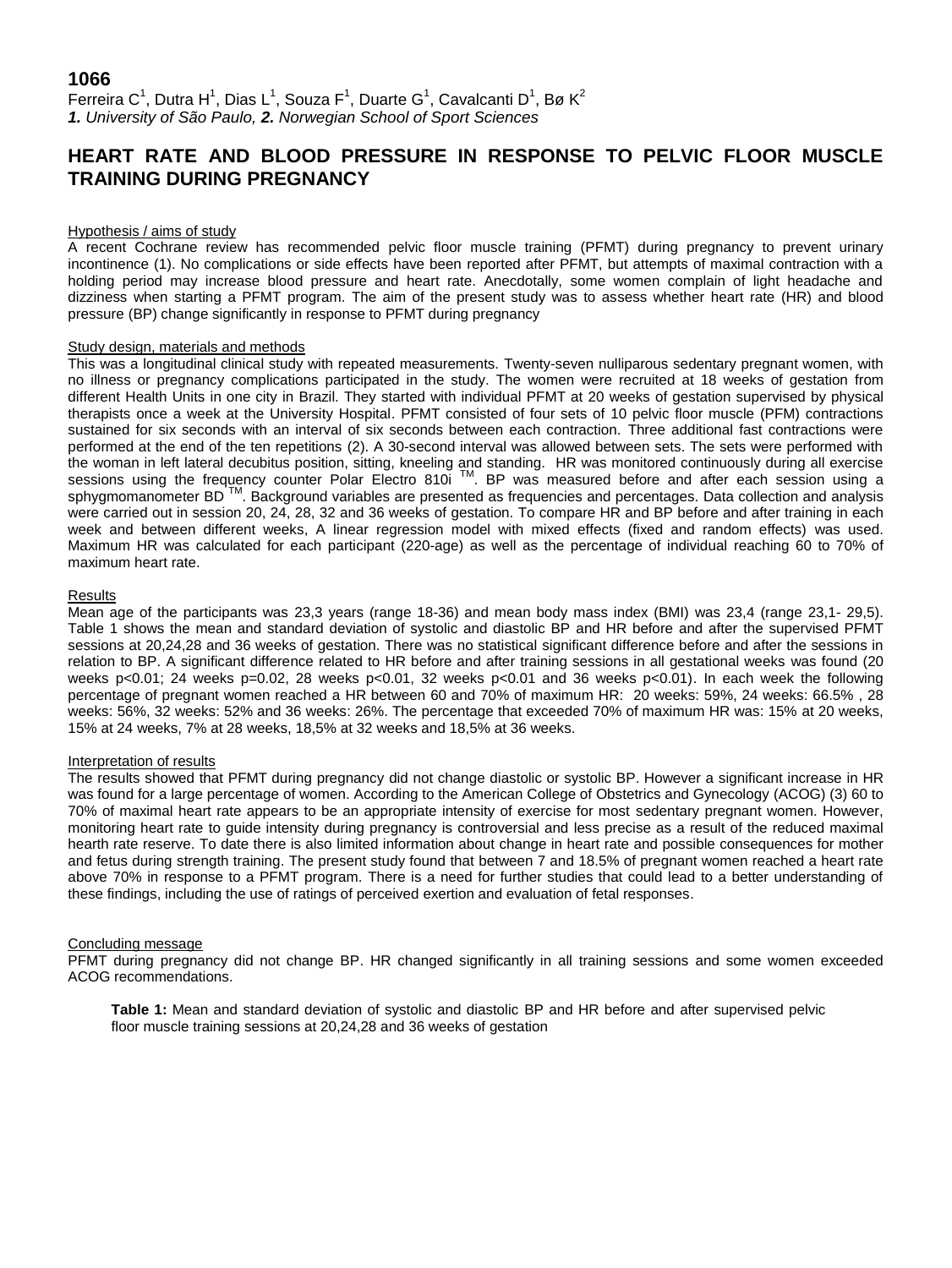**1066**

Ferreira C[1], Dutra H[1], Dias L[1], Souza F[1], Duarte G[1], Cavalcanti D[1], Bø K[2]

***1.** University of São Paulo, **2.** Norwegian School of Sport Sciences*

# HEART RATE AND BLOOD PRESSURE IN RESPONSE TO PELVIC FLOOR MUSCLE TRAINING DURING PREGNANCY

## Hypothesis / aims of study

A recent Cochrane review has recommended pelvic floor muscle training (PFMT) during pregnancy to prevent urinary incontinence (1). No complications or side effects have been reported after PFMT, but attempts of maximal contraction with a holding period may increase blood pressure and heart rate. Anecdotally, some women complain of light headache and dizziness when starting a PFMT program. The aim of the present study was to assess whether heart rate (HR) and blood pressure (BP) change significantly in response to PFMT during pregnancy

## Study design, materials and methods

This was a longitudinal clinical study with repeated measurements. Twenty-seven nulliparous sedentary pregnant women, with no illness or pregnancy complications participated in the study. The women were recruited at 18 weeks of gestation from different Health Units in one city in Brazil. They started with individual PFMT at 20 weeks of gestation supervised by physical therapists once a week at the University Hospital. PFMT consisted of four sets of 10 pelvic floor muscle (PFM) contractions sustained for six seconds with an interval of six seconds between each contraction. Three additional fast contractions were performed at the end of the ten repetitions (2). A 30-second interval was allowed between sets. The sets were performed with the woman in left lateral decubitus position, sitting, kneeling and standing. HR was monitored continuously during all exercise sessions using the frequency counter Polar Electro 810i ™. BP was measured before and after each session using a sphygmomanometer BD ™. Background variables are presented as frequencies and percentages. Data collection and analysis were carried out in session 20, 24, 28, 32 and 36 weeks of gestation. To compare HR and BP before and after training in each week and between different weeks, A linear regression model with mixed effects (fixed and random effects) was used. Maximum HR was calculated for each participant (220-age) as well as the percentage of individual reaching 60 to 70% of maximum heart rate.

## Results

Mean age of the participants was 23,3 years (range 18-36) and mean body mass index (BMI) was 23,4 (range 23,1- 29,5). Table 1 shows the mean and standard deviation of systolic and diastolic BP and HR before and after the supervised PFMT sessions at 20,24,28 and 36 weeks of gestation. There was no statistical significant difference before and after the sessions in relation to BP. A significant difference related to HR before and after training sessions in all gestational weeks was found (20 weeks $p<0.01$; 24 weeks $p=0.02$, 28 weeks $p<0.01$, 32 weeks $p<0.01$ and 36 weeks $p<0.01$). In each week the following percentage of pregnant women reached a HR between 60 and 70% of maximum HR: 20 weeks: 59%, 24 weeks: 66.5% , 28 weeks: 56%, 32 weeks: 52% and 36 weeks: 26%. The percentage that exceeded 70% of maximum HR was: 15% at 20 weeks, 15% at 24 weeks, 7% at 28 weeks, 18,5% at 32 weeks and 18,5% at 36 weeks.

## Interpretation of results

The results showed that PFMT during pregnancy did not change diastolic or systolic BP. However a significant increase in HR was found for a large percentage of women. According to the American College of Obstetrics and Gynecology (ACOG) (3) 60 to 70% of maximal heart rate appears to be an appropriate intensity of exercise for most sedentary pregnant women. However, monitoring heart rate to guide intensity during pregnancy is controversial and less precise as a result of the reduced maximal hearth rate reserve. To date there is also limited information about change in heart rate and possible consequences for mother and fetus during strength training. The present study found that between 7 and 18.5% of pregnant women reached a heart rate above 70% in response to a PFMT program. There is a need for further studies that could lead to a better understanding of these findings, including the use of ratings of perceived exertion and evaluation of fetal responses.

## Concluding message

PFMT during pregnancy did not change BP. HR changed significantly in all training sessions and some women exceeded ACOG recommendations.

**Table 1:** Mean and standard deviation of systolic and diastolic BP and HR before and after supervised pelvic floor muscle training sessions at 20,24,28 and 36 weeks of gestation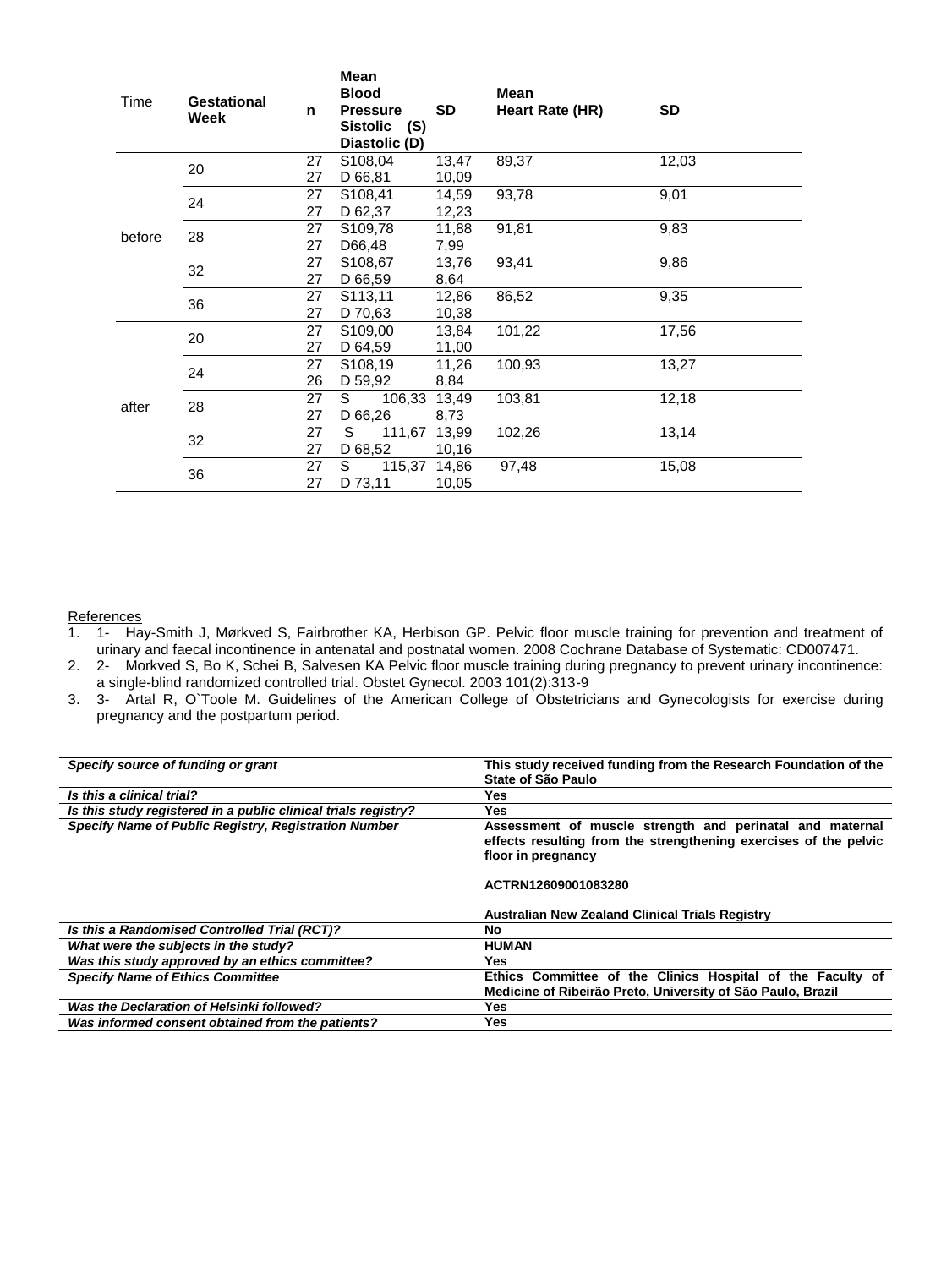| Time | Gestational Week | n | Mean Blood Pressure Sistolic (S) Diastolic (D) | SD | Mean Heart Rate (HR) | SD |
|---|---|---|---|---|---|---|
| before | 20 | 27<br>27 | S108,04<br>D 66,81 | 13,47<br>10,09 | 89,37 | 12,03 |
| | 24 | 27<br>27 | S108,41<br>D 62,37 | 14,59<br>12,23 | 93,78 | 9,01 |
| | 28 | 27<br>27 | S109,78<br>D66,48 | 11,88<br>7,99 | 91,81 | 9,83 |
| | 32 | 27<br>27 | S108,67<br>D 66,59 | 13,76<br>8,64 | 93,41 | 9,86 |
| | 36 | 27<br>27 | S113,11<br>D 70,63 | 12,86<br>10,38 | 86,52 | 9,35 |
| after | 20 | 27<br>27 | S109,00<br>D 64,59 | 13,84<br>11,00 | 101,22 | 17,56 |
| | 24 | 27<br>26 | S108,19<br>D 59,92 | 11,26<br>8,84 | 100,93 | 13,27 |
| | 28 | 27<br>27 | S 106,33<br>D 66,26 | 13,49<br>8,73 | 103,81 | 12,18 |
| | 32 | 27<br>27 | S 111,67<br>D 68,52 | 13,99<br>10,16 | 102,26 | 13,14 |
| | 36 | 27<br>27 | S 115,37<br>D 73,11 | 14,86<br>10,05 | 97,48 | 15,08 |

References

1. 1- Hay-Smith J, Mørkved S, Fairbrother KA, Herbison GP. Pelvic floor muscle training for prevention and treatment of urinary and faecal incontinence in antenatal and postnatal women. 2008 Cochrane Database of Systematic: CD007471.
2. 2- Morkved S, Bo K, Schei B, Salvesen KA Pelvic floor muscle training during pregnancy to prevent urinary incontinence: a single-blind randomized controlled trial. Obstet Gynecol. 2003 101(2):313-9
3. 3- Artal R, O`Toole M. Guidelines of the American College of Obstetricians and Gynecologists for exercise during pregnancy and the postpartum period.

| | |
|---|---|
| ***Specify source of funding or grant*** | **This study received funding from the Research Foundation of the State of São Paulo** |
| ***Is this a clinical trial?*** | **Yes** |
| ***Is this study registered in a public clinical trials registry?*** | **Yes** |
| ***Specify Name of Public Registry, Registration Number*** | **Assessment of muscle strength and perinatal and maternal effects resulting from the strengthening exercises of the pelvic floor in pregnancy**<br><br>**ACTRN12609001083280**<br><br>**Australian New Zealand Clinical Trials Registry** |
| ***Is this a Randomised Controlled Trial (RCT)?*** | **No** |
| ***What were the subjects in the study?*** | **HUMAN** |
| ***Was this study approved by an ethics committee?*** | **Yes** |
| ***Specify Name of Ethics Committee*** | **Ethics Committee of the Clinics Hospital of the Faculty of Medicine of Ribeirão Preto, University of São Paulo, Brazil** |
| ***Was the Declaration of Helsinki followed?*** | **Yes** |
| ***Was informed consent obtained from the patients?*** | **Yes** |